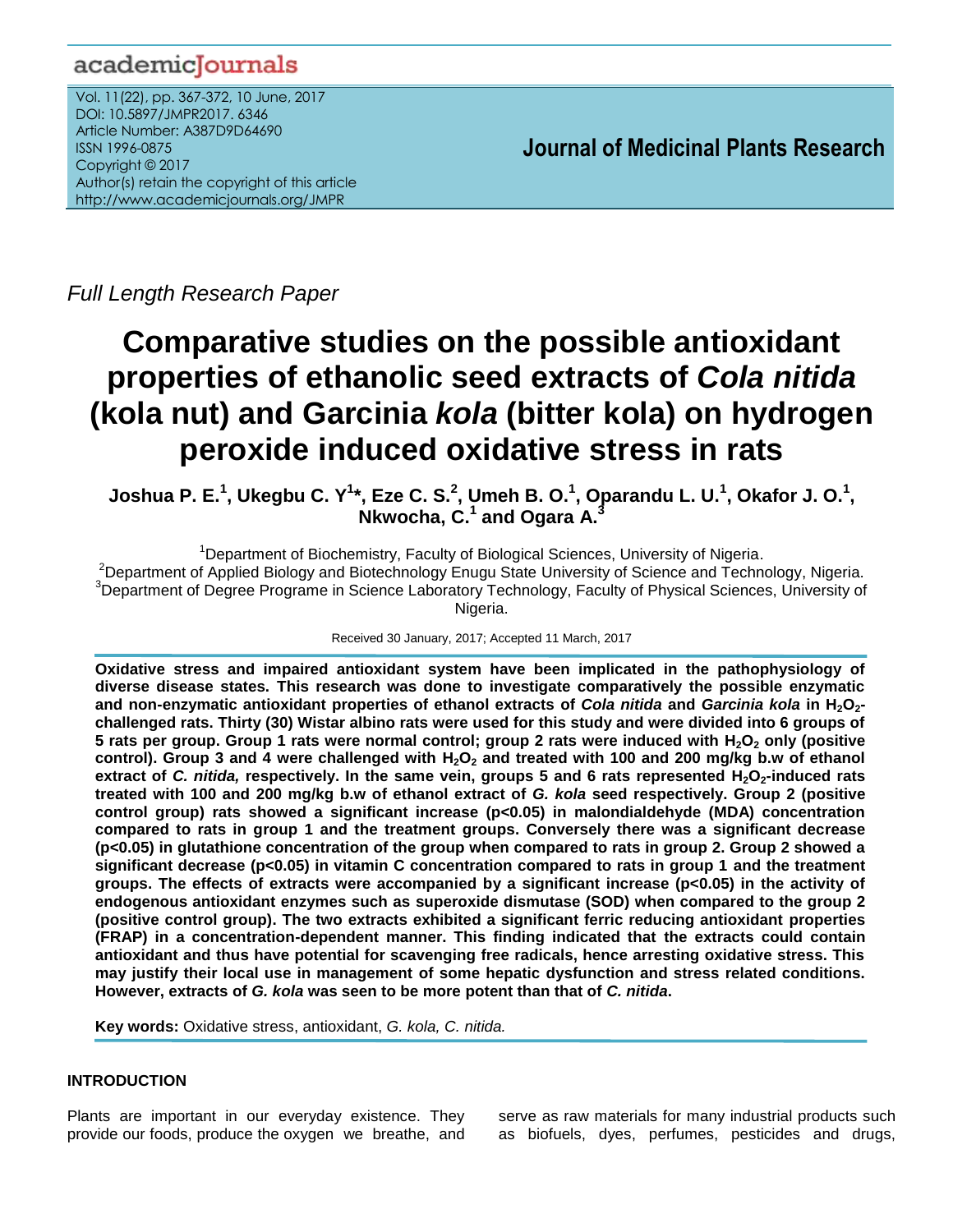Full Length Research Paper

# Comparative studies on the possible antioxidant properties of ethanolic seed extracts of *Cola nitida* (kola nut) and Garcinia *kola* (bitter kola) on hydrogen peroxide induced oxidative stress in rats

**Joshua P. E.[1], Ukegbu C. Y[1]*, Eze C. S.[2], Umeh B. O.[1], Oparandu L. U.[1], Okafor J. O.[1], Nkwocha, C.[1] and Ogara A.[3]**

[1]Department of Biochemistry, Faculty of Biological Sciences, University of Nigeria.
[2]Department of Applied Biology and Biotechnology Enugu State University of Science and Technology, Nigeria.
[3]Department of Degree Programe in Science Laboratory Technology, Faculty of Physical Sciences, University of Nigeria.

Received 30 January, 2017; Accepted 11 March, 2017

**Oxidative stress and impaired antioxidant system have been implicated in the pathophysiology of diverse disease states. This research was done to investigate comparatively the possible enzymatic and non-enzymatic antioxidant properties of ethanol extracts of *Cola nitida* and *Garcinia kola* in $H_2O_2$-challenged rats. Thirty (30) Wistar albino rats were used for this study and were divided into 6 groups of 5 rats per group. Group 1 rats were normal control; group 2 rats were induced with $H_2O_2$ only (positive control). Group 3 and 4 were challenged with $H_2O_2$ and treated with 100 and 200 mg/kg b.w of ethanol extract of *C. nitida,* respectively. In the same vein, groups 5 and 6 rats represented $H_2O_2$-induced rats treated with 100 and 200 mg/kg b.w of ethanol extract of *G. kola* seed respectively. Group 2 (positive control group) rats showed a significant increase ($p<0.05$) in malondialdehyde (MDA) concentration compared to rats in group 1 and the treatment groups. Conversely there was a significant decrease ($p<0.05$) in glutathione concentration of the group when compared to rats in group 2. Group 2 showed a significant decrease ($p<0.05$) in vitamin C concentration compared to rats in group 1 and the treatment groups. The effects of extracts were accompanied by a significant increase ($p<0.05$) in the activity of endogenous antioxidant enzymes such as superoxide dismutase (SOD) when compared to the group 2 (positive control group). The two extracts exhibited a significant ferric reducing antioxidant properties (FRAP) in a concentration-dependent manner. This finding indicated that the extracts could contain antioxidant and thus have potential for scavenging free radicals, hence arresting oxidative stress. This may justify their local use in management of some hepatic dysfunction and stress related conditions. However, extracts of *G. kola* was seen to be more potent than that of *C. nitida*.**

**Key words:** Oxidative stress, antioxidant, *G. kola, C. nitida.*

## INTRODUCTION

Plants are important in our everyday existence. They provide our foods, produce the oxygen we breathe, and serve as raw materials for many industrial products such as biofuels, dyes, perfumes, pesticides and drugs,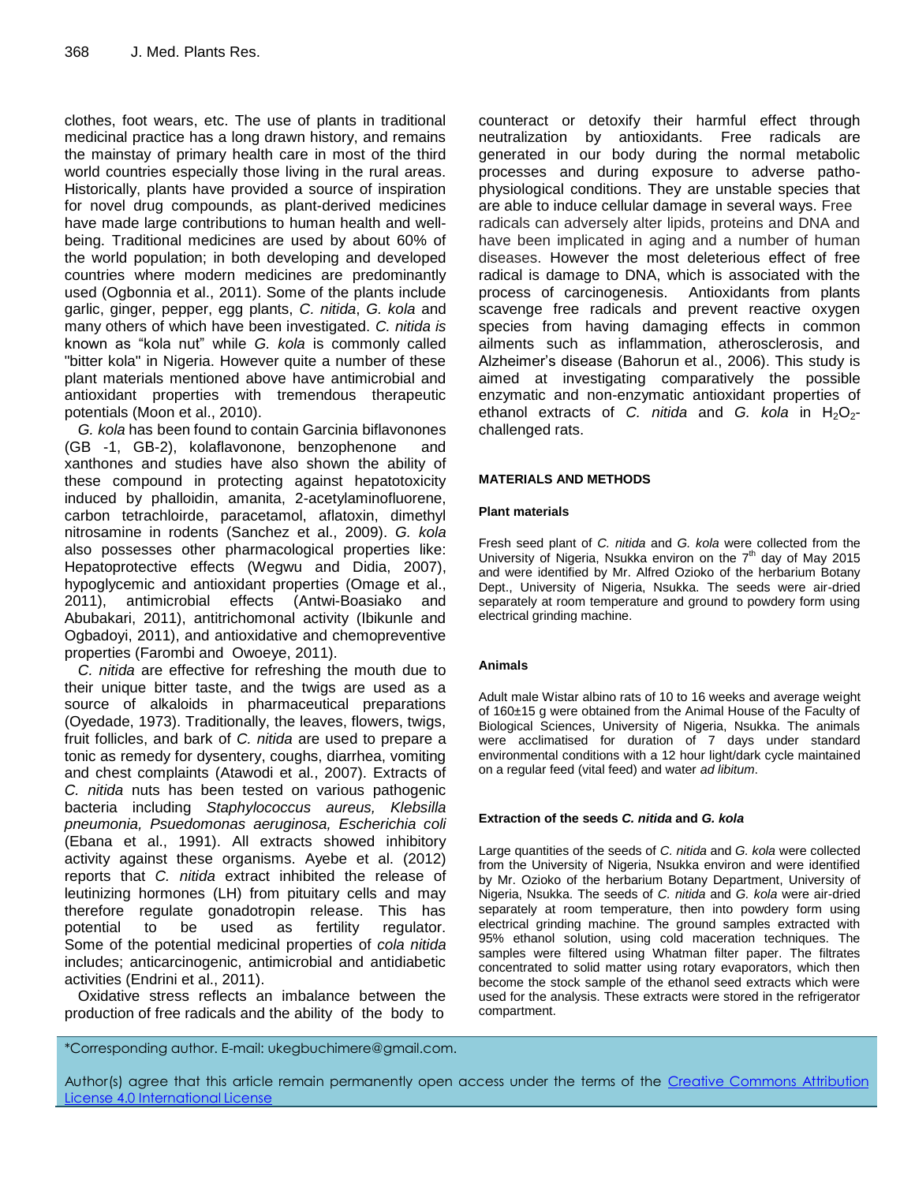clothes, foot wears, etc. The use of plants in traditional medicinal practice has a long drawn history, and remains the mainstay of primary health care in most of the third world countries especially those living in the rural areas. Historically, plants have provided a source of inspiration for novel drug compounds, as plant-derived medicines have made large contributions to human health and well-being. Traditional medicines are used by about 60% of the world population; in both developing and developed countries where modern medicines are predominantly used (Ogbonnia et al., 2011). Some of the plants include garlic, ginger, pepper, egg plants, *C. nitida*, *G. kola* and many others of which have been investigated. *C. nitida is* known as "kola nut" while *G. kola* is commonly called "bitter kola" in Nigeria. However quite a number of these plant materials mentioned above have antimicrobial and antioxidant properties with tremendous therapeutic potentials (Moon et al., 2010).

*G. kola* has been found to contain Garcinia biflavonones (GB -1, GB-2), kolaflavonone, benzophenone and xanthones and studies have also shown the ability of these compound in protecting against hepatotoxicity induced by phalloidin, amanita, 2-acetylaminofluorene, carbon tetrachloirde, paracetamol, aflatoxin, dimethyl nitrosamine in rodents (Sanchez et al., 2009). *G. kola* also possesses other pharmacological properties like: Hepatoprotective effects (Wegwu and Didia, 2007), hypoglycemic and antioxidant properties (Omage et al., 2011), antimicrobial effects (Antwi-Boasiako and Abubakari, 2011), antitrichomonal activity (Ibikunle and Ogbadoyi, 2011), and antioxidative and chemopreventive properties (Farombi and Owoeye, 2011).

*C. nitida* are effective for refreshing the mouth due to their unique bitter taste, and the twigs are used as a source of alkaloids in pharmaceutical preparations (Oyedade, 1973). Traditionally, the leaves, flowers, twigs, fruit follicles, and bark of *C. nitida* are used to prepare a tonic as remedy for dysentery, coughs, diarrhea, vomiting and chest complaints (Atawodi et al., 2007). Extracts of *C. nitida* nuts has been tested on various pathogenic bacteria including *Staphylococcus aureus, Klebsilla pneumonia, Psuedomonas aeruginosa, Escherichia coli* (Ebana et al., 1991). All extracts showed inhibitory activity against these organisms. Ayebe et al. (2012) reports that *C. nitida* extract inhibited the release of leutinizing hormones (LH) from pituitary cells and may therefore regulate gonadotropin release. This has potential to be used as fertility regulator. Some of the potential medicinal properties of *cola nitida* includes; anticarcinogenic, antimicrobial and antidiabetic activities (Endrini et al., 2011).

Oxidative stress reflects an imbalance between the production of free radicals and the ability of the body to counteract or detoxify their harmful effect through neutralization by antioxidants. Free radicals are generated in our body during the normal metabolic processes and during exposure to adverse patho-physiological conditions. They are unstable species that are able to induce cellular damage in several ways. Free radicals can adversely alter lipids, proteins and DNA and have been implicated in aging and a number of human diseases. However the most deleterious effect of free radical is damage to DNA, which is associated with the process of carcinogenesis. Antioxidants from plants scavenge free radicals and prevent reactive oxygen species from having damaging effects in common ailments such as inflammation, atherosclerosis, and Alzheimer's disease (Bahorun et al., 2006). This study is aimed at investigating comparatively the possible enzymatic and non-enzymatic antioxidant properties of ethanol extracts of *C. nitida* and *G. kola* in $H_2O_2$-challenged rats.

## MATERIALS AND METHODS

### Plant materials

Fresh seed plant of *C. nitida* and *G. kola* were collected from the University of Nigeria, Nsukka environ on the 7th day of May 2015 and were identified by Mr. Alfred Ozioko of the herbarium Botany Dept., University of Nigeria, Nsukka. The seeds were air-dried separately at room temperature and ground to powdery form using electrical grinding machine.

### Animals

Adult male Wistar albino rats of 10 to 16 weeks and average weight of 160±15 g were obtained from the Animal House of the Faculty of Biological Sciences, University of Nigeria, Nsukka. The animals were acclimatised for duration of 7 days under standard environmental conditions with a 12 hour light/dark cycle maintained on a regular feed (vital feed) and water *ad libitum*.

### Extraction of the seeds *C. nitida* and *G. kola*

Large quantities of the seeds of *C. nitida* and *G. kola* were collected from the University of Nigeria, Nsukka environ and were identified by Mr. Ozioko of the herbarium Botany Department, University of Nigeria, Nsukka. The seeds of *C. nitida* and *G. kola* were air-dried separately at room temperature, then into powdery form using electrical grinding machine. The ground samples extracted with 95% ethanol solution, using cold maceration techniques. The samples were filtered using Whatman filter paper. The filtrates concentrated to solid matter using rotary evaporators, which then become the stock sample of the ethanol seed extracts which were used for the analysis. These extracts were stored in the refrigerator compartment.

*Corresponding author. E-mail: ukegbuchimere@gmail.com.

Author(s) agree that this article remain permanently open access under the terms of the Creative Commons Attribution License 4.0 International License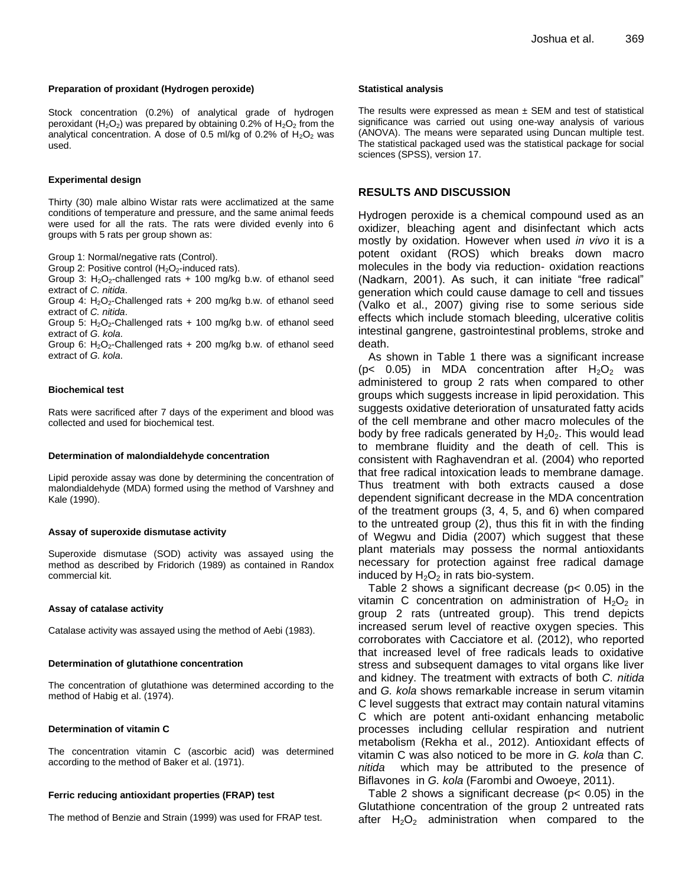### Preparation of proxidant (Hydrogen peroxide)

Stock concentration (0.2%) of analytical grade of hydrogen peroxidant ($H_2O_2$) was prepared by obtaining 0.2% of $H_2O_2$ from the analytical concentration. A dose of 0.5 ml/kg of 0.2% of $H_2O_2$ was used.

### Experimental design

Thirty (30) male albino Wistar rats were acclimatized at the same conditions of temperature and pressure, and the same animal feeds were used for all the rats. The rats were divided evenly into 6 groups with 5 rats per group shown as:

Group 1: Normal/negative rats (Control).
Group 2: Positive control ($H_2O_2$-induced rats).
Group 3: $H_2O_2$-challenged rats + 100 mg/kg b.w. of ethanol seed extract of *C. nitida*.
Group 4: $H_2O_2$-Challenged rats + 200 mg/kg b.w. of ethanol seed extract of *C. nitida*.
Group 5: $H_2O_2$-Challenged rats + 100 mg/kg b.w. of ethanol seed extract of *G. kola*.
Group 6: $H_2O_2$-Challenged rats + 200 mg/kg b.w. of ethanol seed extract of *G. kola*.

### Biochemical test

Rats were sacrificed after 7 days of the experiment and blood was collected and used for biochemical test.

### Determination of malondialdehyde concentration

Lipid peroxide assay was done by determining the concentration of malondialdehyde (MDA) formed using the method of Varshney and Kale (1990).

### Assay of superoxide dismutase activity

Superoxide dismutase (SOD) activity was assayed using the method as described by Fridorich (1989) as contained in Randox commercial kit.

### Assay of catalase activity

Catalase activity was assayed using the method of Aebi (1983).

### Determination of glutathione concentration

The concentration of glutathione was determined according to the method of Habig et al. (1974).

### Determination of vitamin C

The concentration vitamin C (ascorbic acid) was determined according to the method of Baker et al. (1971).

### Ferric reducing antioxidant properties (FRAP) test

The method of Benzie and Strain (1999) was used for FRAP test.

### Statistical analysis

The results were expressed as mean ± SEM and test of statistical significance was carried out using one-way analysis of various (ANOVA). The means were separated using Duncan multiple test. The statistical packaged used was the statistical package for social sciences (SPSS), version 17.

## RESULTS AND DISCUSSION

Hydrogen peroxide is a chemical compound used as an oxidizer, bleaching agent and disinfectant which acts mostly by oxidation. However when used *in vivo* it is a potent oxidant (ROS) which breaks down macro molecules in the body via reduction- oxidation reactions (Nadkarn, 2001). As such, it can initiate "free radical" generation which could cause damage to cell and tissues (Valko et al., 2007) giving rise to some serious side effects which include stomach bleeding, ulcerative colitis intestinal gangrene, gastrointestinal problems, stroke and death.

As shown in Table 1 there was a significant increase ($p < 0.05$) in MDA concentration after $H_2O_2$ was administered to group 2 rats when compared to other groups which suggests increase in lipid peroxidation. This suggests oxidative deterioration of unsaturated fatty acids of the cell membrane and other macro molecules of the body by free radicals generated by $H_20_2$. This would lead to membrane fluidity and the death of cell. This is consistent with Raghavendran et al. (2004) who reported that free radical intoxication leads to membrane damage. Thus treatment with both extracts caused a dose dependent significant decrease in the MDA concentration of the treatment groups (3, 4, 5, and 6) when compared to the untreated group (2), thus this fit in with the finding of Wegwu and Didia (2007) which suggest that these plant materials may possess the normal antioxidants necessary for protection against free radical damage induced by $H_2O_2$ in rats bio-system.

Table 2 shows a significant decrease ($p < 0.05$) in the vitamin C concentration on administration of $H_2O_2$ in group 2 rats (untreated group). This trend depicts increased serum level of reactive oxygen species. This corroborates with Cacciatore et al. (2012), who reported that increased level of free radicals leads to oxidative stress and subsequent damages to vital organs like liver and kidney. The treatment with extracts of both *C. nitida* and *G. kola* shows remarkable increase in serum vitamin C level suggests that extract may contain natural vitamins C which are potent anti-oxidant enhancing metabolic processes including cellular respiration and nutrient metabolism (Rekha et al., 2012). Antioxidant effects of vitamin C was also noticed to be more in *G. kola* than *C. nitida* which may be attributed to the presence of Biflavones in *G. kola* (Farombi and Owoeye, 2011).

Table 2 shows a significant decrease ($p < 0.05$) in the Glutathione concentration of the group 2 untreated rats after $H_2O_2$ administration when compared to the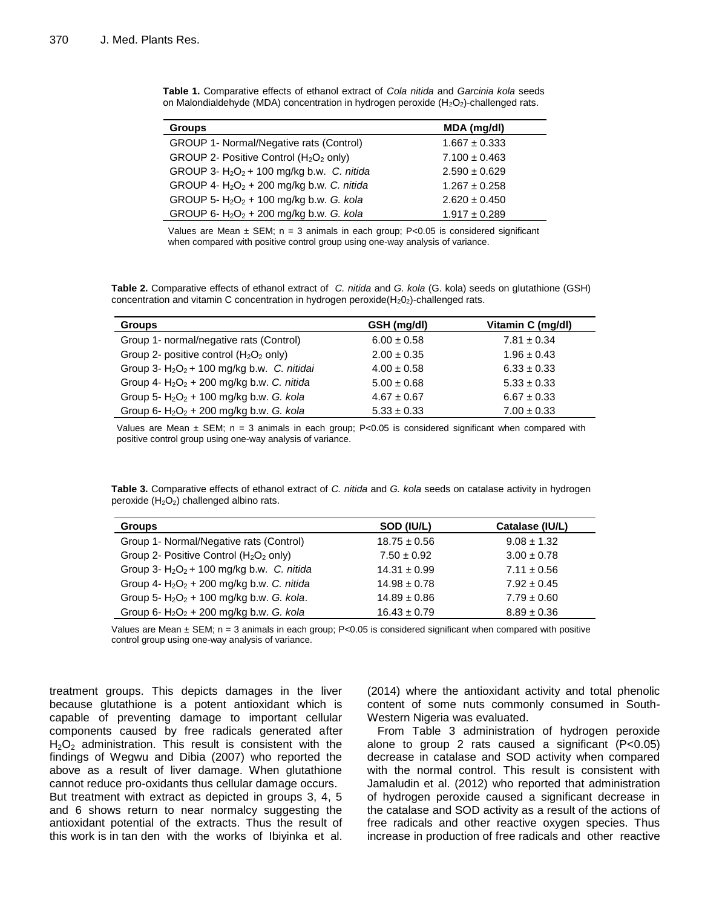**Table 1.** Comparative effects of ethanol extract of *Cola nitida* and *Garcinia kola* seeds on Malondialdehyde (MDA) concentration in hydrogen peroxide ($H_2O_2$)-challenged rats.

| Groups | MDA (mg/dl) |
|---|---|
| GROUP 1- Normal/Negative rats (Control) | 1.667 ± 0.333 |
| GROUP 2- Positive Control ($H_2O_2$ only) | 7.100 ± 0.463 |
| GROUP 3- $H_2O_2$ + 100 mg/kg b.w. *C. nitida* | 2.590 ± 0.629 |
| GROUP 4- $H_2O_2$ + 200 mg/kg b.w. *C. nitida* | 1.267 ± 0.258 |
| GROUP 5- $H_2O_2$ + 100 mg/kg b.w. *G. kola* | 2.620 ± 0.450 |
| GROUP 6- $H_2O_2$ + 200 mg/kg b.w. *G. kola* | 1.917 ± 0.289 |

Values are Mean ± SEM; n = 3 animals in each group; P<0.05 is considered significant when compared with positive control group using one-way analysis of variance.

**Table 2.** Comparative effects of ethanol extract of *C. nitida* and *G. kola* (G. kola) seeds on glutathione (GSH) concentration and vitamin C concentration in hydrogen peroxide($H_2O_2$)-challenged rats.

| Groups | GSH (mg/dl) | Vitamin C (mg/dl) |
|---|---|---|
| Group 1- normal/negative rats (Control) | 6.00 ± 0.58 | 7.81 ± 0.34 |
| Group 2- positive control ($H_2O_2$ only) | 2.00 ± 0.35 | 1.96 ± 0.43 |
| Group 3- $H_2O_2$ + 100 mg/kg b.w. *C. nitidai* | 4.00 ± 0.58 | 6.33 ± 0.33 |
| Group 4- $H_2O_2$ + 200 mg/kg b.w. *C. nitida* | 5.00 ± 0.68 | 5.33 ± 0.33 |
| Group 5- $H_2O_2$ + 100 mg/kg b.w. *G. kola* | 4.67 ± 0.67 | 6.67 ± 0.33 |
| Group 6- $H_2O_2$ + 200 mg/kg b.w. *G. kola* | 5.33 ± 0.33 | 7.00 ± 0.33 |

Values are Mean ± SEM; n = 3 animals in each group; P<0.05 is considered significant when compared with positive control group using one-way analysis of variance.

**Table 3.** Comparative effects of ethanol extract of *C. nitida* and *G. kola* seeds on catalase activity in hydrogen peroxide ($H_2O_2$) challenged albino rats.

| Groups | SOD (IU/L) | Catalase (IU/L) |
|---|---|---|
| Group 1- Normal/Negative rats (Control) | 18.75 ± 0.56 | 9.08 ± 1.32 |
| Group 2- Positive Control ($H_2O_2$ only) | 7.50 ± 0.92 | 3.00 ± 0.78 |
| Group 3- $H_2O_2$ + 100 mg/kg b.w. *C. nitida* | 14.31 ± 0.99 | 7.11 ± 0.56 |
| Group 4- $H_2O_2$ + 200 mg/kg b.w. *C. nitida* | 14.98 ± 0.78 | 7.92 ± 0.45 |
| Group 5- $H_2O_2$ + 100 mg/kg b.w. *G. kola*. | 14.89 ± 0.86 | 7.79 ± 0.60 |
| Group 6- $H_2O_2$ + 200 mg/kg b.w. *G. kola* | 16.43 ± 0.79 | 8.89 ± 0.36 |

Values are Mean ± SEM; n = 3 animals in each group; P<0.05 is considered significant when compared with positive control group using one-way analysis of variance.

treatment groups. This depicts damages in the liver because glutathione is a potent antioxidant which is capable of preventing damage to important cellular components caused by free radicals generated after $H_2O_2$ administration. This result is consistent with the findings of Wegwu and Dibia (2007) who reported the above as a result of liver damage. When glutathione cannot reduce pro-oxidants thus cellular damage occurs. But treatment with extract as depicted in groups 3, 4, 5 and 6 shows return to near normalcy suggesting the antioxidant potential of the extracts. Thus the result of this work is in tan den with the works of Ibiyinka et al. (2014) where the antioxidant activity and total phenolic content of some nuts commonly consumed in South-Western Nigeria was evaluated.

From Table 3 administration of hydrogen peroxide alone to group 2 rats caused a significant (P<0.05) decrease in catalase and SOD activity when compared with the normal control. This result is consistent with Jamaludin et al. (2012) who reported that administration of hydrogen peroxide caused a significant decrease in the catalase and SOD activity as a result of the actions of free radicals and other reactive oxygen species. Thus increase in production of free radicals and other reactive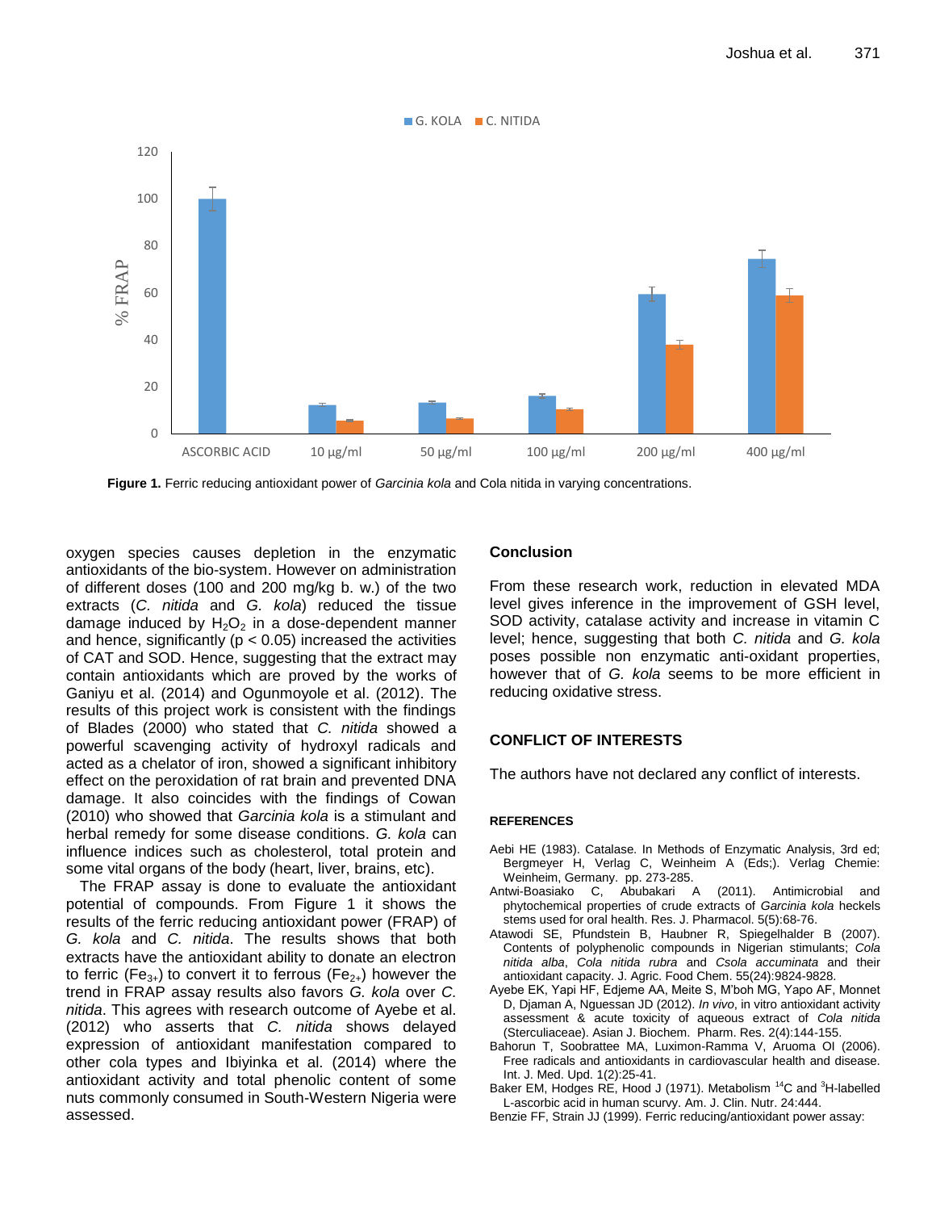G. KOLA  C. NITIDA

% FRAP

120
100
80
60
40
20
0

ASCORBIC ACID  10 µg/ml  50 µg/ml  100 µg/ml  200 µg/ml  400 µg/ml

**Figure 1.** Ferric reducing antioxidant power of *Garcinia kola* and Cola nitida in varying concentrations.

oxygen species causes depletion in the enzymatic antioxidants of the bio-system. However on administration of different doses (100 and 200 mg/kg b. w.) of the two extracts (*C. nitida* and *G. kola*) reduced the tissue damage induced by $H_2O_2$ in a dose-dependent manner and hence, significantly ($p < 0.05$) increased the activities of CAT and SOD. Hence, suggesting that the extract may contain antioxidants which are proved by the works of Ganiyu et al. (2014) and Ogunmoyole et al. (2012). The results of this project work is consistent with the findings of Blades (2000) who stated that *C. nitida* showed a powerful scavenging activity of hydroxyl radicals and acted as a chelator of iron, showed a significant inhibitory effect on the peroxidation of rat brain and prevented DNA damage. It also coincides with the findings of Cowan (2010) who showed that *Garcinia kola* is a stimulant and herbal remedy for some disease conditions. *G. kola* can influence indices such as cholesterol, total protein and some vital organs of the body (heart, liver, brains, etc).

The FRAP assay is done to evaluate the antioxidant potential of compounds. From Figure 1 it shows the results of the ferric reducing antioxidant power (FRAP) of *G. kola* and *C. nitida*. The results shows that both extracts have the antioxidant ability to donate an electron to ferric ($Fe_{3+}$) to convert it to ferrous ($Fe_{2+}$) however the trend in FRAP assay results also favors *G. kola* over *C. nitida*. This agrees with research outcome of Ayebe et al. (2012) who asserts that *C. nitida* shows delayed expression of antioxidant manifestation compared to other cola types and Ibiyinka et al. (2014) where the antioxidant activity and total phenolic content of some nuts commonly consumed in South-Western Nigeria were assessed.

## Conclusion

From these research work, reduction in elevated MDA level gives inference in the improvement of GSH level, SOD activity, catalase activity and increase in vitamin C level; hence, suggesting that both *C. nitida* and *G. kola* poses possible non enzymatic anti-oxidant properties, however that of *G. kola* seems to be more efficient in reducing oxidative stress.

## CONFLICT OF INTERESTS

The authors have not declared any conflict of interests.

## REFERENCES

Aebi HE (1983). Catalase. In Methods of Enzymatic Analysis, 3rd ed; Bergmeyer H, Verlag C, Weinheim A (Eds;). Verlag Chemie: Weinheim, Germany. pp. 273-285.

Antwi-Boasiako C, Abubakari A (2011). Antimicrobial and phytochemical properties of crude extracts of *Garcinia kola* heckels stems used for oral health. Res. J. Pharmacol. 5(5):68-76.

Atawodi SE, Pfundstein B, Haubner R, Spiegelhalder B (2007). Contents of polyphenolic compounds in Nigerian stimulants; *Cola nitida alba*, *Cola nitida rubra* and *Csola accuminata* and their antioxidant capacity. J. Agric. Food Chem. 55(24):9824-9828.

Ayebe EK, Yapi HF, Edjeme AA, Meite S, M'boh MG, Yapo AF, Monnet D, Djaman A, Nguessan JD (2012). *In vivo*, in vitro antioxidant activity assessment & acute toxicity of aqueous extract of *Cola nitida* (Sterculiaceae). Asian J. Biochem. Pharm. Res. 2(4):144-155.

Bahorun T, Soobrattee MA, Luximon-Ramma V, Aruoma OI (2006). Free radicals and antioxidants in cardiovascular health and disease. Int. J. Med. Upd. 1(2):25-41.

Baker EM, Hodges RE, Hood J (1971). Metabolism $^{14}C$ and $^{3}H$-labelled L-ascorbic acid in human scurvy. Am. J. Clin. Nutr. 24:444.

Benzie FF, Strain JJ (1999). Ferric reducing/antioxidant power assay: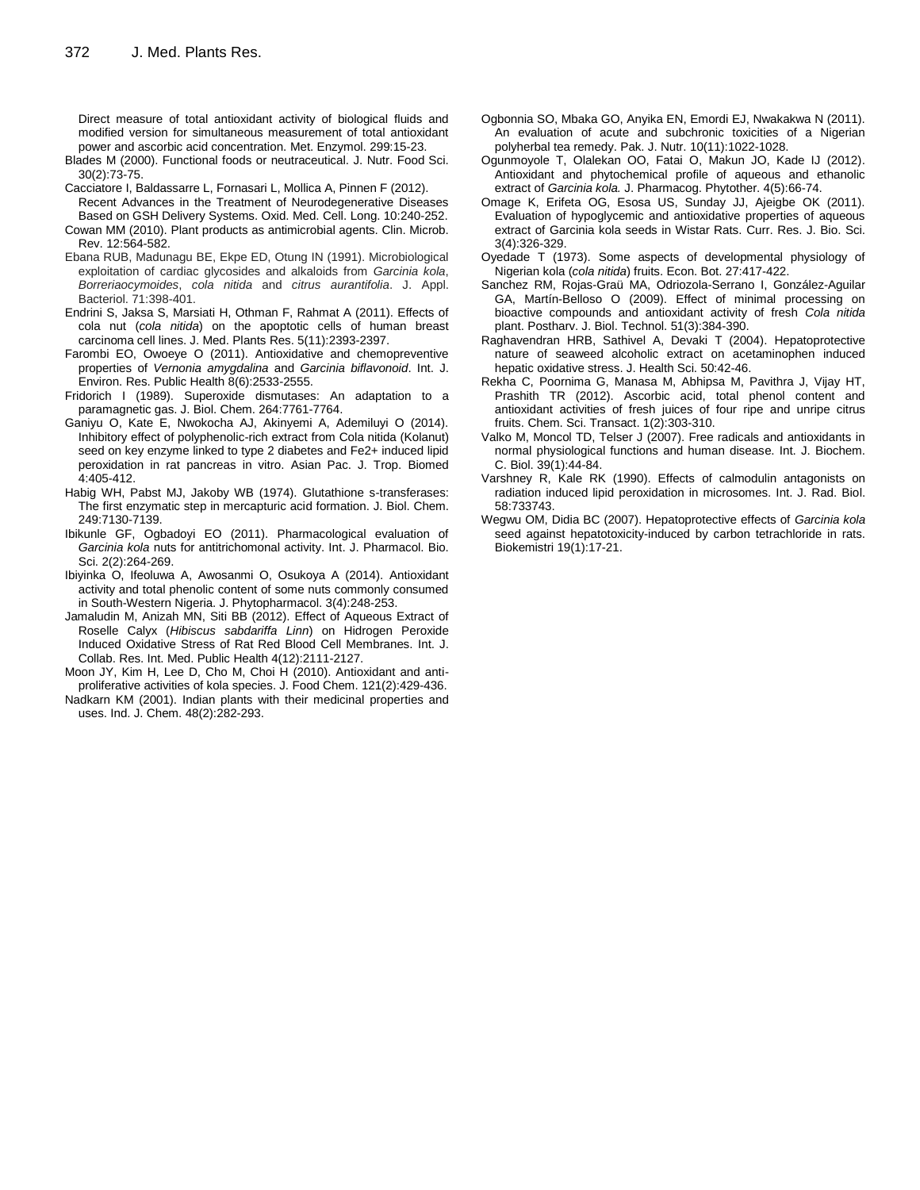Direct measure of total antioxidant activity of biological fluids and modified version for simultaneous measurement of total antioxidant power and ascorbic acid concentration. Met. Enzymol. 299:15-23.

Blades M (2000). Functional foods or neutraceutical. J. Nutr. Food Sci. 30(2):73-75.

Cacciatore I, Baldassarre L, Fornasari L, Mollica A, Pinnen F (2012). Recent Advances in the Treatment of Neurodegenerative Diseases Based on GSH Delivery Systems. Oxid. Med. Cell. Long. 10:240-252.

Cowan MM (2010). Plant products as antimicrobial agents. Clin. Microb. Rev. 12:564-582.

Ebana RUB, Madunagu BE, Ekpe ED, Otung IN (1991). Microbiological exploitation of cardiac glycosides and alkaloids from *Garcinia kola*, *Borreriaocymoides*, *cola nitida* and *citrus aurantifolia*. J. Appl. Bacteriol. 71:398-401.

Endrini S, Jaksa S, Marsiati H, Othman F, Rahmat A (2011). Effects of cola nut (*cola nitida*) on the apoptotic cells of human breast carcinoma cell lines. J. Med. Plants Res. 5(11):2393-2397.

Farombi EO, Owoeye O (2011). Antioxidative and chemopreventive properties of *Vernonia amygdalina* and *Garcinia biflavonoid*. Int. J. Environ. Res. Public Health 8(6):2533-2555.

Fridorich I (1989). Superoxide dismutases: An adaptation to a paramagnetic gas. J. Biol. Chem. 264:7761-7764.

Ganiyu O, Kate E, Nwokocha AJ, Akinyemi A, Ademiluyi O (2014). Inhibitory effect of polyphenolic-rich extract from Cola nitida (Kolanut) seed on key enzyme linked to type 2 diabetes and Fe2+ induced lipid peroxidation in rat pancreas in vitro. Asian Pac. J. Trop. Biomed 4:405-412.

Habig WH, Pabst MJ, Jakoby WB (1974). Glutathione s-transferases: The first enzymatic step in mercapturic acid formation. J. Biol. Chem. 249:7130-7139.

Ibikunle GF, Ogbadoyi EO (2011). Pharmacological evaluation of *Garcinia kola* nuts for antitrichomonal activity. Int. J. Pharmacol. Bio. Sci. 2(2):264-269.

Ibiyinka O, Ifeoluwa A, Awosanmi O, Osukoya A (2014). Antioxidant activity and total phenolic content of some nuts commonly consumed in South-Western Nigeria. J. Phytopharmacol. 3(4):248-253.

Jamaludin M, Anizah MN, Siti BB (2012). Effect of Aqueous Extract of Roselle Calyx (*Hibiscus sabdariffa Linn*) on Hidrogen Peroxide Induced Oxidative Stress of Rat Red Blood Cell Membranes. Int. J. Collab. Res. Int. Med. Public Health 4(12):2111-2127.

Moon JY, Kim H, Lee D, Cho M, Choi H (2010). Antioxidant and anti-proliferative activities of kola species. J. Food Chem. 121(2):429-436.

Nadkarn KM (2001). Indian plants with their medicinal properties and uses. Ind. J. Chem. 48(2):282-293.

Ogbonnia SO, Mbaka GO, Anyika EN, Emordi EJ, Nwakakwa N (2011). An evaluation of acute and subchronic toxicities of a Nigerian polyherbal tea remedy. Pak. J. Nutr. 10(11):1022-1028.

Ogunmoyole T, Olalekan OO, Fatai O, Makun JO, Kade IJ (2012). Antioxidant and phytochemical profile of aqueous and ethanolic extract of *Garcinia kola.* J. Pharmacog. Phytother. 4(5):66-74.

Omage K, Erifeta OG, Esosa US, Sunday JJ, Ajeigbe OK (2011). Evaluation of hypoglycemic and antioxidative properties of aqueous extract of Garcinia kola seeds in Wistar Rats. Curr. Res. J. Bio. Sci. 3(4):326-329.

Oyedade T (1973). Some aspects of developmental physiology of Nigerian kola (*cola nitida*) fruits. Econ. Bot. 27:417-422.

Sanchez RM, Rojas-Graü MA, Odriozola-Serrano I, González-Aguilar GA, Martín-Belloso O (2009). Effect of minimal processing on bioactive compounds and antioxidant activity of fresh *Cola nitida* plant. Postharv. J. Biol. Technol. 51(3):384-390.

Raghavendran HRB, Sathivel A, Devaki T (2004). Hepatoprotective nature of seaweed alcoholic extract on acetaminophen induced hepatic oxidative stress. J. Health Sci. 50:42-46.

Rekha C, Poornima G, Manasa M, Abhipsa M, Pavithra J, Vijay HT, Prashith TR (2012). Ascorbic acid, total phenol content and antioxidant activities of fresh juices of four ripe and unripe citrus fruits. Chem. Sci. Transact. 1(2):303-310.

Valko M, Moncol TD, Telser J (2007). Free radicals and antioxidants in normal physiological functions and human disease. Int. J. Biochem. C. Biol. 39(1):44-84.

Varshney R, Kale RK (1990). Effects of calmodulin antagonists on radiation induced lipid peroxidation in microsomes. Int. J. Rad. Biol. 58:733743.

Wegwu OM, Didia BC (2007). Hepatoprotective effects of *Garcinia kola* seed against hepatotoxicity-induced by carbon tetrachloride in rats. Biokemistri 19(1):17-21.